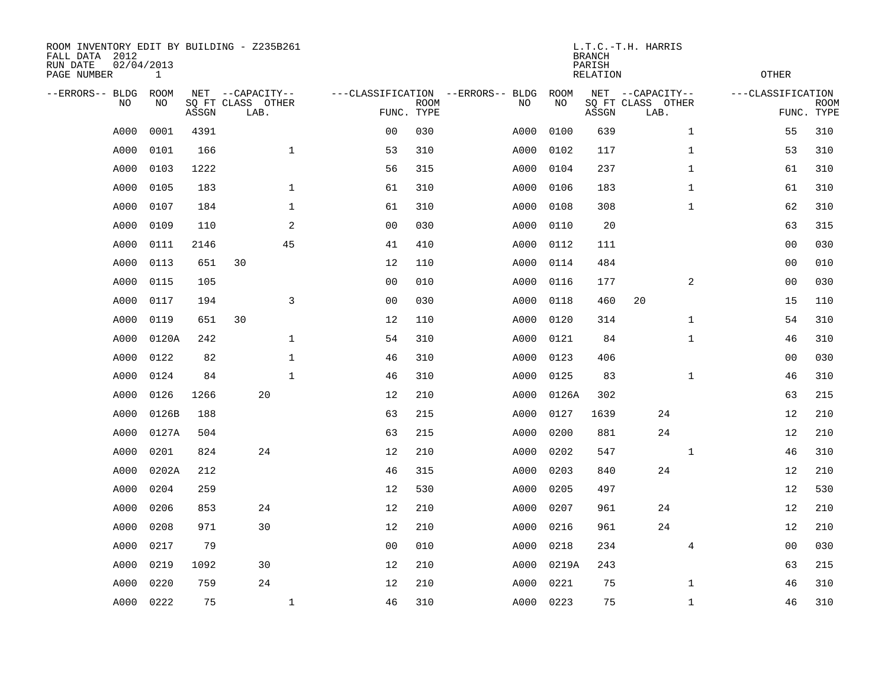ROOM INVENTORY EDIT BY BUILDING - Z235B261
FALL DATA 2012
RUN DATE 02/04/2013
PAGE NUMBER 1

L.T.C.-T.H. HARRIS
BRANCH
PARISH
RELATION
OTHER

| --ERRORS-- | BLDG NO | ROOM NO | NET SQ FT ASSGN | CAPACITY CLASS LAB. | CAPACITY OTHER | CLASSIFICATION FUNC. | ROOM TYPE | --ERRORS-- | BLDG NO | ROOM NO | NET SQ FT ASSGN | CAPACITY CLASS LAB. | CAPACITY OTHER | CLASSIFICATION FUNC. | ROOM TYPE |
|---|---|---|---|---|---|---|---|---|---|---|---|---|---|---|---|
| | A000 | 0001 | 4391 | | | 00 | 030 | | A000 | 0100 | 639 | | 1 | 55 | 310 |
| | A000 | 0101 | 166 | | 1 | 53 | 310 | | A000 | 0102 | 117 | | 1 | 53 | 310 |
| | A000 | 0103 | 1222 | | | 56 | 315 | | A000 | 0104 | 237 | | 1 | 61 | 310 |
| | A000 | 0105 | 183 | | 1 | 61 | 310 | | A000 | 0106 | 183 | | 1 | 61 | 310 |
| | A000 | 0107 | 184 | | 1 | 61 | 310 | | A000 | 0108 | 308 | | 1 | 62 | 310 |
| | A000 | 0109 | 110 | | 2 | 00 | 030 | | A000 | 0110 | 20 | | | 63 | 315 |
| | A000 | 0111 | 2146 | | 45 | 41 | 410 | | A000 | 0112 | 111 | | | 00 | 030 |
| | A000 | 0113 | 651 | 30 | | 12 | 110 | | A000 | 0114 | 484 | | | 00 | 010 |
| | A000 | 0115 | 105 | | | 00 | 010 | | A000 | 0116 | 177 | | 2 | 00 | 030 |
| | A000 | 0117 | 194 | | 3 | 00 | 030 | | A000 | 0118 | 460 | 20 | | 15 | 110 |
| | A000 | 0119 | 651 | 30 | | 12 | 110 | | A000 | 0120 | 314 | | 1 | 54 | 310 |
| | A000 | 0120A | 242 | | 1 | 54 | 310 | | A000 | 0121 | 84 | | 1 | 46 | 310 |
| | A000 | 0122 | 82 | | 1 | 46 | 310 | | A000 | 0123 | 406 | | | 00 | 030 |
| | A000 | 0124 | 84 | | 1 | 46 | 310 | | A000 | 0125 | 83 | | 1 | 46 | 310 |
| | A000 | 0126 | 1266 | 20 | | 12 | 210 | | A000 | 0126A | 302 | | | 63 | 215 |
| | A000 | 0126B | 188 | | | 63 | 215 | | A000 | 0127 | 1639 | 24 | | 12 | 210 |
| | A000 | 0127A | 504 | | | 63 | 215 | | A000 | 0200 | 881 | 24 | | 12 | 210 |
| | A000 | 0201 | 824 | 24 | | 12 | 210 | | A000 | 0202 | 547 | | 1 | 46 | 310 |
| | A000 | 0202A | 212 | | | 46 | 315 | | A000 | 0203 | 840 | 24 | | 12 | 210 |
| | A000 | 0204 | 259 | | | 12 | 530 | | A000 | 0205 | 497 | | | 12 | 530 |
| | A000 | 0206 | 853 | 24 | | 12 | 210 | | A000 | 0207 | 961 | 24 | | 12 | 210 |
| | A000 | 0208 | 971 | 30 | | 12 | 210 | | A000 | 0216 | 961 | 24 | | 12 | 210 |
| | A000 | 0217 | 79 | | | 00 | 010 | | A000 | 0218 | 234 | | 4 | 00 | 030 |
| | A000 | 0219 | 1092 | 30 | | 12 | 210 | | A000 | 0219A | 243 | | | 63 | 215 |
| | A000 | 0220 | 759 | 24 | | 12 | 210 | | A000 | 0221 | 75 | | 1 | 46 | 310 |
| | A000 | 0222 | 75 | | 1 | 46 | 310 | | A000 | 0223 | 75 | | 1 | 46 | 310 |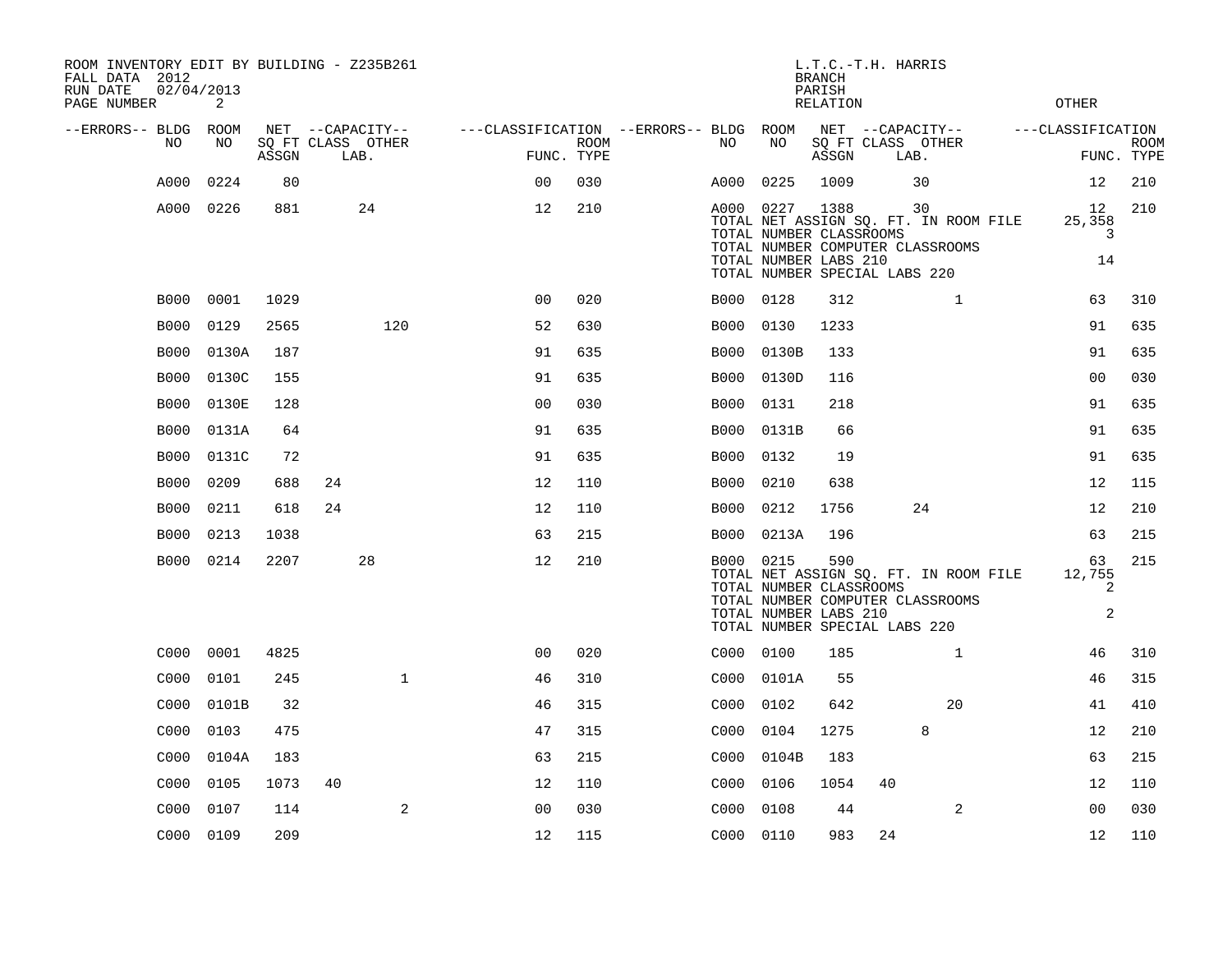ROOM INVENTORY EDIT BY BUILDING - Z235B261
FALL DATA 2012
RUN DATE 02/04/2013

L.T.C.-T.H. HARRIS
BRANCH
PARISH
RELATION

OTHER

| --ERRORS-- | BLDG NO | ROOM NO | NET SQ FT ASSGN | CAPACITY CLASS | CAPACITY LAB. | CAPACITY OTHER | CLASSIFICATION FUNC. | ROOM TYPE | --ERRORS-- | BLDG NO | ROOM NO | NET SQ FT ASSGN | CAPACITY CLASS | CAPACITY LAB. | CAPACITY OTHER | CLASSIFICATION FUNC. | ROOM TYPE |
|---|---|---|---|---|---|---|---|---|---|---|---|---|---|---|---|---|---|
| | A000 | 0224 | 80 | | | | 00 | 030 | | A000 | 0225 | 1009 | | 30 | | 12 | 210 |
| | A000 | 0226 | 881 | | 24 | | 12 | 210 | | A000 | 0227 | 1388 | | 30 | | 12 | 210 |
| | | | | | | | | | | TOTAL NET ASSIGN SQ. FT. IN ROOM FILE | | | | | | 25,358 | |
| | | | | | | | | | | TOTAL NUMBER CLASSROOMS | | | | | | 3 | |
| | | | | | | | | | | TOTAL NUMBER COMPUTER CLASSROOMS | | | | | | | |
| | | | | | | | | | | TOTAL NUMBER LABS 210 | | | | | | 14 | |
| | | | | | | | | | | TOTAL NUMBER SPECIAL LABS 220 | | | | | | | |
| | B000 | 0001 | 1029 | | | | 00 | 020 | | B000 | 0128 | 312 | | | 1 | 63 | 310 |
| | B000 | 0129 | 2565 | | | 120 | 52 | 630 | | B000 | 0130 | 1233 | | | | 91 | 635 |
| | B000 | 0130A | 187 | | | | 91 | 635 | | B000 | 0130B | 133 | | | | 91 | 635 |
| | B000 | 0130C | 155 | | | | 91 | 635 | | B000 | 0130D | 116 | | | | 00 | 030 |
| | B000 | 0130E | 128 | | | | 00 | 030 | | B000 | 0131 | 218 | | | | 91 | 635 |
| | B000 | 0131A | 64 | | | | 91 | 635 | | B000 | 0131B | 66 | | | | 91 | 635 |
| | B000 | 0131C | 72 | | | | 91 | 635 | | B000 | 0132 | 19 | | | | 91 | 635 |
| | B000 | 0209 | 688 | 24 | | | 12 | 110 | | B000 | 0210 | 638 | | | | 12 | 115 |
| | B000 | 0211 | 618 | 24 | | | 12 | 110 | | B000 | 0212 | 1756 | | 24 | | 12 | 210 |
| | B000 | 0213 | 1038 | | | | 63 | 215 | | B000 | 0213A | 196 | | | | 63 | 215 |
| | B000 | 0214 | 2207 | | 28 | | 12 | 210 | | B000 | 0215 | 590 | | | | 63 | 215 |
| | | | | | | | | | | TOTAL NET ASSIGN SQ. FT. IN ROOM FILE | | | | | | 12,755 | |
| | | | | | | | | | | TOTAL NUMBER CLASSROOMS | | | | | | 2 | |
| | | | | | | | | | | TOTAL NUMBER COMPUTER CLASSROOMS | | | | | | | |
| | | | | | | | | | | TOTAL NUMBER LABS 210 | | | | | | 2 | |
| | | | | | | | | | | TOTAL NUMBER SPECIAL LABS 220 | | | | | | | |
| | C000 | 0001 | 4825 | | | | 00 | 020 | | C000 | 0100 | 185 | | | 1 | 46 | 310 |
| | C000 | 0101 | 245 | | | 1 | 46 | 310 | | C000 | 0101A | 55 | | | | 46 | 315 |
| | C000 | 0101B | 32 | | | | 46 | 315 | | C000 | 0102 | 642 | | | 20 | 41 | 410 |
| | C000 | 0103 | 475 | | | | 47 | 315 | | C000 | 0104 | 1275 | | 8 | | 12 | 210 |
| | C000 | 0104A | 183 | | | | 63 | 215 | | C000 | 0104B | 183 | | | | 63 | 215 |
| | C000 | 0105 | 1073 | 40 | | | 12 | 110 | | C000 | 0106 | 1054 | 40 | | | 12 | 110 |
| | C000 | 0107 | 114 | | | 2 | 00 | 030 | | C000 | 0108 | 44 | | | 2 | 00 | 030 |
| | C000 | 0109 | 209 | | | | 12 | 115 | | C000 | 0110 | 983 | 24 | | | 12 | 110 |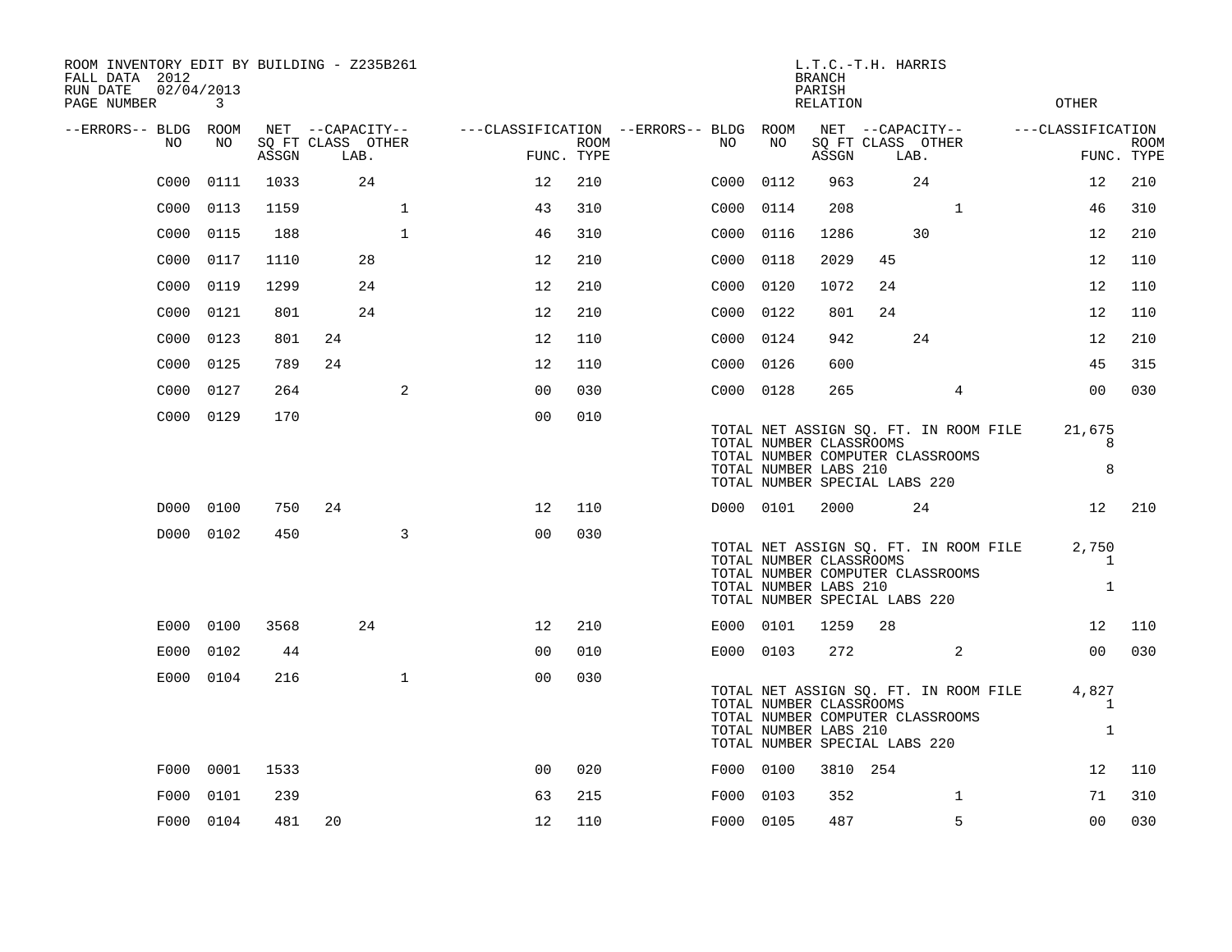ROOM INVENTORY EDIT BY BUILDING - Z235B261
FALL DATA 2012
RUN DATE 02/04/2013

L.T.C.-T.H. HARRIS
BRANCH
PARISH
RELATION
OTHER

| --ERRORS-- | BLDG NO | ROOM NO | NET SQ FT ASSGN | CAPACITY CLASS | LAB. | OTHER | CLASSIFICATION FUNC. | ROOM TYPE | --ERRORS-- | BLDG NO | ROOM NO | NET SQ FT ASSGN | CAPACITY CLASS | LAB. | OTHER | CLASSIFICATION FUNC. | ROOM TYPE |
|---|---|---|---|---|---|---|---|---|---|---|---|---|---|---|---|---|---|
| | C000 | 0111 | 1033 | | 24 | | 12 | 210 | | C000 | 0112 | 963 | | 24 | | 12 | 210 |
| | C000 | 0113 | 1159 | | | 1 | 43 | 310 | | C000 | 0114 | 208 | | | 1 | 46 | 310 |
| | C000 | 0115 | 188 | | | 1 | 46 | 310 | | C000 | 0116 | 1286 | | 30 | | 12 | 210 |
| | C000 | 0117 | 1110 | | 28 | | 12 | 210 | | C000 | 0118 | 2029 | 45 | | | 12 | 110 |
| | C000 | 0119 | 1299 | | 24 | | 12 | 210 | | C000 | 0120 | 1072 | 24 | | | 12 | 110 |
| | C000 | 0121 | 801 | | 24 | | 12 | 210 | | C000 | 0122 | 801 | 24 | | | 12 | 110 |
| | C000 | 0123 | 801 | 24 | | | 12 | 110 | | C000 | 0124 | 942 | | 24 | | 12 | 210 |
| | C000 | 0125 | 789 | 24 | | | 12 | 110 | | C000 | 0126 | 600 | | | | 45 | 315 |
| | C000 | 0127 | 264 | | | 2 | 00 | 030 | | C000 | 0128 | 265 | | | 4 | 00 | 030 |
| | C000 | 0129 | 170 | | | | 00 | 010 | | | | | | | | | |

TOTAL NET ASSIGN SQ. FT. IN ROOM FILE 21,675
TOTAL NUMBER CLASSROOMS 8
TOTAL NUMBER COMPUTER CLASSROOMS
TOTAL NUMBER LABS 210 8
TOTAL NUMBER SPECIAL LABS 220

| --ERRORS-- | BLDG NO | ROOM NO | NET SQ FT ASSGN | CAPACITY CLASS | LAB. | OTHER | CLASSIFICATION FUNC. | ROOM TYPE | --ERRORS-- | BLDG NO | ROOM NO | NET SQ FT ASSGN | CAPACITY CLASS | LAB. | OTHER | CLASSIFICATION FUNC. | ROOM TYPE |
|---|---|---|---|---|---|---|---|---|---|---|---|---|---|---|---|---|---|
| | D000 | 0100 | 750 | 24 | | | 12 | 110 | | D000 | 0101 | 2000 | | 24 | | 12 | 210 |
| | D000 | 0102 | 450 | | | 3 | 00 | 030 | | | | | | | | | |

TOTAL NET ASSIGN SQ. FT. IN ROOM FILE 2,750
TOTAL NUMBER CLASSROOMS 1
TOTAL NUMBER COMPUTER CLASSROOMS
TOTAL NUMBER LABS 210 1
TOTAL NUMBER SPECIAL LABS 220

| --ERRORS-- | BLDG NO | ROOM NO | NET SQ FT ASSGN | CAPACITY CLASS | LAB. | OTHER | CLASSIFICATION FUNC. | ROOM TYPE | --ERRORS-- | BLDG NO | ROOM NO | NET SQ FT ASSGN | CAPACITY CLASS | LAB. | OTHER | CLASSIFICATION FUNC. | ROOM TYPE |
|---|---|---|---|---|---|---|---|---|---|---|---|---|---|---|---|---|---|
| | E000 | 0100 | 3568 | | 24 | | 12 | 210 | | E000 | 0101 | 1259 | 28 | | | 12 | 110 |
| | E000 | 0102 | 44 | | | | 00 | 010 | | E000 | 0103 | 272 | | | 2 | 00 | 030 |
| | E000 | 0104 | 216 | | | 1 | 00 | 030 | | | | | | | | | |

TOTAL NET ASSIGN SQ. FT. IN ROOM FILE 4,827
TOTAL NUMBER CLASSROOMS 1
TOTAL NUMBER COMPUTER CLASSROOMS
TOTAL NUMBER LABS 210 1
TOTAL NUMBER SPECIAL LABS 220

| --ERRORS-- | BLDG NO | ROOM NO | NET SQ FT ASSGN | CAPACITY CLASS | LAB. | OTHER | CLASSIFICATION FUNC. | ROOM TYPE | --ERRORS-- | BLDG NO | ROOM NO | NET SQ FT ASSGN | CAPACITY CLASS | LAB. | OTHER | CLASSIFICATION FUNC. | ROOM TYPE |
|---|---|---|---|---|---|---|---|---|---|---|---|---|---|---|---|---|---|
| | F000 | 0001 | 1533 | | | | 00 | 020 | | F000 | 0100 | 3810 | 254 | | | 12 | 110 |
| | F000 | 0101 | 239 | | | | 63 | 215 | | F000 | 0103 | 352 | | | 1 | 71 | 310 |
| | F000 | 0104 | 481 | 20 | | | 12 | 110 | | F000 | 0105 | 487 | | | 5 | 00 | 030 |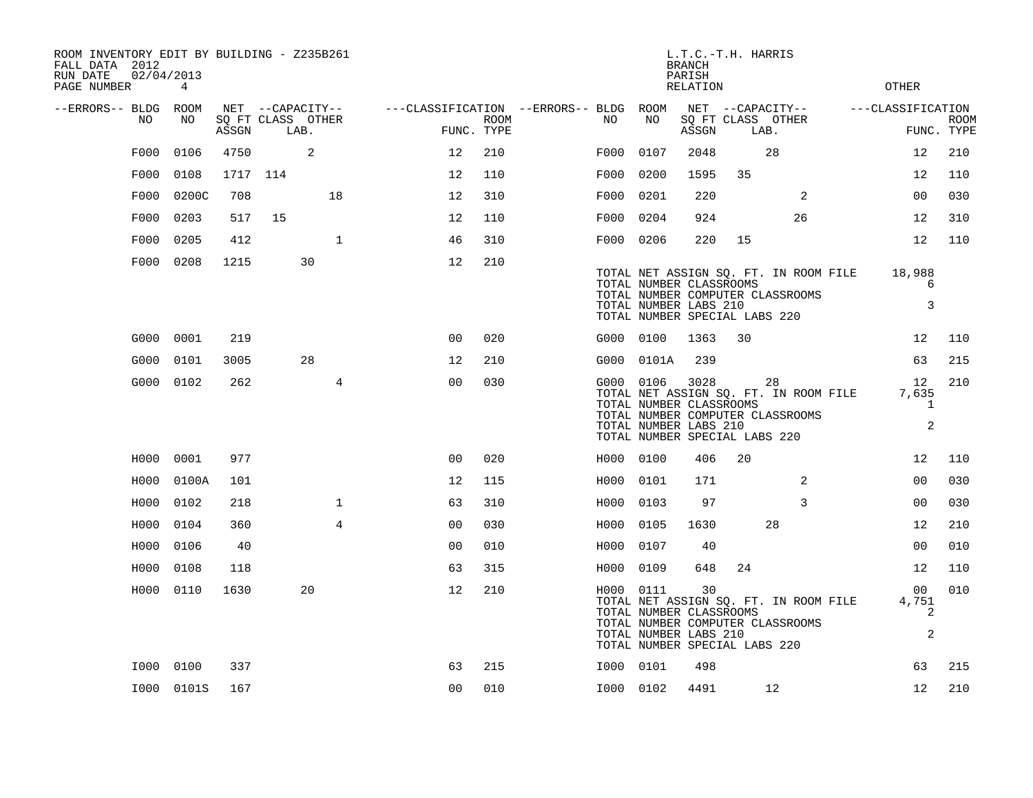ROOM INVENTORY EDIT BY BUILDING - Z235B261
FALL DATA 2012
RUN DATE 02/04/2013

L.T.C.-T.H. HARRIS
BRANCH
PARISH
RELATION

| --ERRORS-- | BLDG NO | ROOM NO | NET SQ FT ASSGN | CAPACITY CLASS | CAPACITY LAB. | CAPACITY OTHER | CLASSIFICATION FUNC. | ROOM TYPE | --ERRORS-- | BLDG NO | ROOM NO | NET SQ FT ASSGN | CAPACITY CLASS | CAPACITY LAB. | CAPACITY OTHER | CLASSIFICATION FUNC. | ROOM TYPE |
|---|---|---|---|---|---|---|---|---|---|---|---|---|---|---|---|---|---|
| | F000 | 0106 | 4750 | | 2 | | 12 | 210 | | F000 | 0107 | 2048 | | 28 | | 12 | 210 |
| | F000 | 0108 | 1717 | 114 | | | 12 | 110 | | F000 | 0200 | 1595 | 35 | | | 12 | 110 |
| | F000 | 0200C | 708 | | | 18 | 12 | 310 | | F000 | 0201 | 220 | | | 2 | 00 | 030 |
| | F000 | 0203 | 517 | 15 | | | 12 | 110 | | F000 | 0204 | 924 | | | 26 | 12 | 310 |
| | F000 | 0205 | 412 | | | 1 | 46 | 310 | | F000 | 0206 | 220 | 15 | | | 12 | 110 |
| | F000 | 0208 | 1215 | | 30 | | 12 | 210 | | | | | | | | | |

TOTAL NET ASSIGN SQ. FT. IN ROOM FILE 18,988
TOTAL NUMBER CLASSROOMS 6
TOTAL NUMBER COMPUTER CLASSROOMS
TOTAL NUMBER LABS 210 3
TOTAL NUMBER SPECIAL LABS 220

| --ERRORS-- | BLDG NO | ROOM NO | NET SQ FT ASSGN | CAPACITY CLASS | CAPACITY LAB. | CAPACITY OTHER | CLASSIFICATION FUNC. | ROOM TYPE | --ERRORS-- | BLDG NO | ROOM NO | NET SQ FT ASSGN | CAPACITY CLASS | CAPACITY LAB. | CAPACITY OTHER | CLASSIFICATION FUNC. | ROOM TYPE |
|---|---|---|---|---|---|---|---|---|---|---|---|---|---|---|---|---|---|
| | G000 | 0001 | 219 | | | | 00 | 020 | | G000 | 0100 | 1363 | 30 | | | 12 | 110 |
| | G000 | 0101 | 3005 | | 28 | | 12 | 210 | | G000 | 0101A | 239 | | | | 63 | 215 |
| | G000 | 0102 | 262 | | | 4 | 00 | 030 | | G000 | 0106 | 3028 | | 28 | | 12 | 210 |

TOTAL NET ASSIGN SQ. FT. IN ROOM FILE 7,635
TOTAL NUMBER CLASSROOMS 1
TOTAL NUMBER COMPUTER CLASSROOMS
TOTAL NUMBER LABS 210 2
TOTAL NUMBER SPECIAL LABS 220

| --ERRORS-- | BLDG NO | ROOM NO | NET SQ FT ASSGN | CAPACITY CLASS | CAPACITY LAB. | CAPACITY OTHER | CLASSIFICATION FUNC. | ROOM TYPE | --ERRORS-- | BLDG NO | ROOM NO | NET SQ FT ASSGN | CAPACITY CLASS | CAPACITY LAB. | CAPACITY OTHER | CLASSIFICATION FUNC. | ROOM TYPE |
|---|---|---|---|---|---|---|---|---|---|---|---|---|---|---|---|---|---|
| | H000 | 0001 | 977 | | | | 00 | 020 | | H000 | 0100 | 406 | 20 | | | 12 | 110 |
| | H000 | 0100A | 101 | | | | 12 | 115 | | H000 | 0101 | 171 | | | 2 | 00 | 030 |
| | H000 | 0102 | 218 | | | 1 | 63 | 310 | | H000 | 0103 | 97 | | | 3 | 00 | 030 |
| | H000 | 0104 | 360 | | | 4 | 00 | 030 | | H000 | 0105 | 1630 | | 28 | | 12 | 210 |
| | H000 | 0106 | 40 | | | | 00 | 010 | | H000 | 0107 | 40 | | | | 00 | 010 |
| | H000 | 0108 | 118 | | | | 63 | 315 | | H000 | 0109 | 648 | 24 | | | 12 | 110 |
| | H000 | 0110 | 1630 | | 20 | | 12 | 210 | | H000 | 0111 | 30 | | | | 00 | 010 |

TOTAL NET ASSIGN SQ. FT. IN ROOM FILE 4,751
TOTAL NUMBER CLASSROOMS 2
TOTAL NUMBER COMPUTER CLASSROOMS
TOTAL NUMBER LABS 210 2
TOTAL NUMBER SPECIAL LABS 220

| --ERRORS-- | BLDG NO | ROOM NO | NET SQ FT ASSGN | CAPACITY CLASS | CAPACITY LAB. | CAPACITY OTHER | CLASSIFICATION FUNC. | ROOM TYPE | --ERRORS-- | BLDG NO | ROOM NO | NET SQ FT ASSGN | CAPACITY CLASS | CAPACITY LAB. | CAPACITY OTHER | CLASSIFICATION FUNC. | ROOM TYPE |
|---|---|---|---|---|---|---|---|---|---|---|---|---|---|---|---|---|---|
| | I000 | 0100 | 337 | | | | 63 | 215 | | I000 | 0101 | 498 | | | | 63 | 215 |
| | I000 | 0101S | 167 | | | | 00 | 010 | | I000 | 0102 | 4491 | | 12 | | 12 | 210 |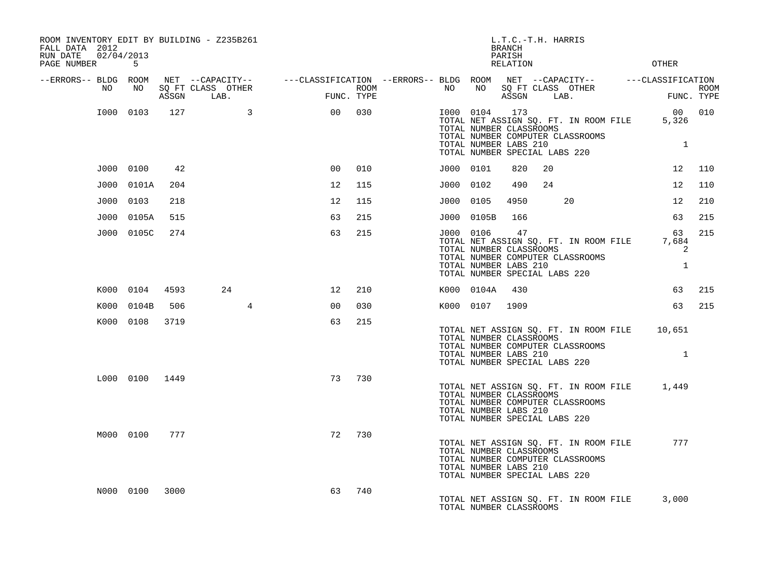ROOM INVENTORY EDIT BY BUILDING - Z235B261
FALL DATA 2012
RUN DATE 02/04/2013

L.T.C.-T.H. HARRIS
BRANCH
PARISH
RELATION
OTHER

| --ERRORS-- | BLDG NO | ROOM NO | NET SQ FT ASSGN | CAPACITY CLASS LAB. | CAPACITY OTHER | FUNC. | ROOM TYPE | --ERRORS-- | BLDG NO | ROOM NO | NET SQ FT ASSGN | CAPACITY CLASS LAB. | CAPACITY OTHER | FUNC. | ROOM TYPE |
|---|---|---|---|---|---|---|---|---|---|---|---|---|---|---|---|
| | I000 | 0103 | 127 | | 3 | 00 | 030 | | I000 | 0104 | 173 | | | 00 | 010 |
| | | | | | | | | | TOTAL NET ASSIGN SQ. FT. IN ROOM FILE | | | | | 5,326 | |
| | | | | | | | | | TOTAL NUMBER CLASSROOMS | | | | | | |
| | | | | | | | | | TOTAL NUMBER COMPUTER CLASSROOMS | | | | | | |
| | | | | | | | | | TOTAL NUMBER LABS 210 | | | | | 1 | |
| | | | | | | | | | TOTAL NUMBER SPECIAL LABS 220 | | | | | | |
| | J000 | 0100 | 42 | | | 00 | 010 | | J000 | 0101 | 820 | 20 | | 12 | 110 |
| | J000 | 0101A | 204 | | | 12 | 115 | | J000 | 0102 | 490 | 24 | | 12 | 110 |
| | J000 | 0103 | 218 | | | 12 | 115 | | J000 | 0105 | 4950 | | 20 | 12 | 210 |
| | J000 | 0105A | 515 | | | 63 | 215 | | J000 | 0105B | 166 | | | 63 | 215 |
| | J000 | 0105C | 274 | | | 63 | 215 | | J000 | 0106 | 47 | | | 63 | 215 |
| | | | | | | | | | TOTAL NET ASSIGN SQ. FT. IN ROOM FILE | | | | | 7,684 | |
| | | | | | | | | | TOTAL NUMBER CLASSROOMS | | | | | 2 | |
| | | | | | | | | | TOTAL NUMBER COMPUTER CLASSROOMS | | | | | | |
| | | | | | | | | | TOTAL NUMBER LABS 210 | | | | | 1 | |
| | | | | | | | | | TOTAL NUMBER SPECIAL LABS 220 | | | | | | |
| | K000 | 0104 | 4593 | 24 | | 12 | 210 | | K000 | 0104A | 430 | | | 63 | 215 |
| | K000 | 0104B | 506 | | 4 | 00 | 030 | | K000 | 0107 | 1909 | | | 63 | 215 |
| | K000 | 0108 | 3719 | | | 63 | 215 | | | | | | | | |
| | | | | | | | | | TOTAL NET ASSIGN SQ. FT. IN ROOM FILE | | | | | 10,651 | |
| | | | | | | | | | TOTAL NUMBER CLASSROOMS | | | | | | |
| | | | | | | | | | TOTAL NUMBER COMPUTER CLASSROOMS | | | | | | |
| | | | | | | | | | TOTAL NUMBER LABS 210 | | | | | 1 | |
| | | | | | | | | | TOTAL NUMBER SPECIAL LABS 220 | | | | | | |
| | L000 | 0100 | 1449 | | | 73 | 730 | | | | | | | | |
| | | | | | | | | | TOTAL NET ASSIGN SQ. FT. IN ROOM FILE | | | | | 1,449 | |
| | | | | | | | | | TOTAL NUMBER CLASSROOMS | | | | | | |
| | | | | | | | | | TOTAL NUMBER COMPUTER CLASSROOMS | | | | | | |
| | | | | | | | | | TOTAL NUMBER LABS 210 | | | | | | |
| | | | | | | | | | TOTAL NUMBER SPECIAL LABS 220 | | | | | | |
| | M000 | 0100 | 777 | | | 72 | 730 | | | | | | | | |
| | | | | | | | | | TOTAL NET ASSIGN SQ. FT. IN ROOM FILE | | | | | 777 | |
| | | | | | | | | | TOTAL NUMBER CLASSROOMS | | | | | | |
| | | | | | | | | | TOTAL NUMBER COMPUTER CLASSROOMS | | | | | | |
| | | | | | | | | | TOTAL NUMBER LABS 210 | | | | | | |
| | | | | | | | | | TOTAL NUMBER SPECIAL LABS 220 | | | | | | |
| | N000 | 0100 | 3000 | | | 63 | 740 | | | | | | | | |
| | | | | | | | | | TOTAL NET ASSIGN SQ. FT. IN ROOM FILE | | | | | 3,000 | |
| | | | | | | | | | TOTAL NUMBER CLASSROOMS | | | | | | |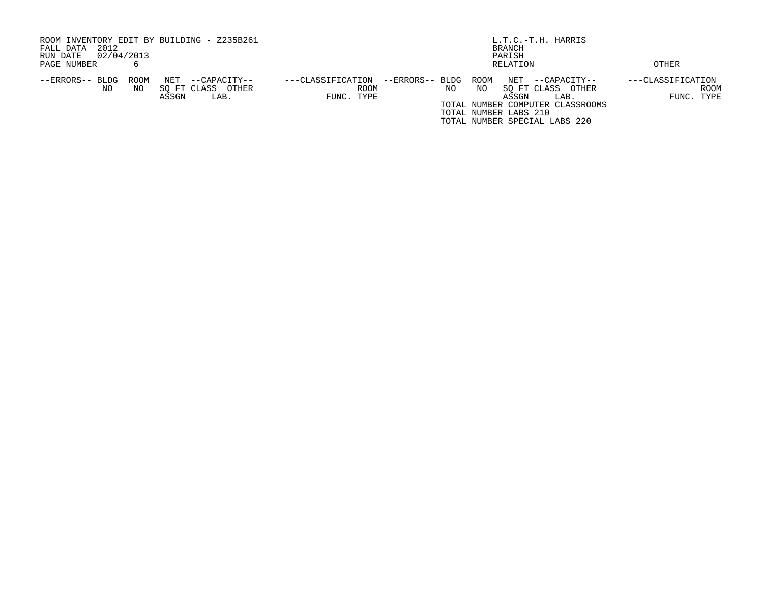ROOM INVENTORY EDIT BY BUILDING - Z235B261
FALL DATA 2012
RUN DATE 02/04/2013
PAGE NUMBER 6

L.T.C.-T.H. HARRIS
BRANCH
PARISH
RELATION

OTHER

| --ERRORS-- | BLDG NO | ROOM NO | NET SQ FT ASSGN | --CAPACITY-- CLASS | OTHER LAB. | ---CLASSIFICATION FUNC. | ROOM TYPE | --ERRORS-- | BLDG NO | ROOM NO | NET SQ FT ASSGN | --CAPACITY-- CLASS | OTHER LAB. | ---CLASSIFICATION FUNC. | ROOM TYPE |
|---|---|---|---|---|---|---|---|---|---|---|---|---|---|---|---|

TOTAL NUMBER COMPUTER CLASSROOMS
TOTAL NUMBER LABS 210
TOTAL NUMBER SPECIAL LABS 220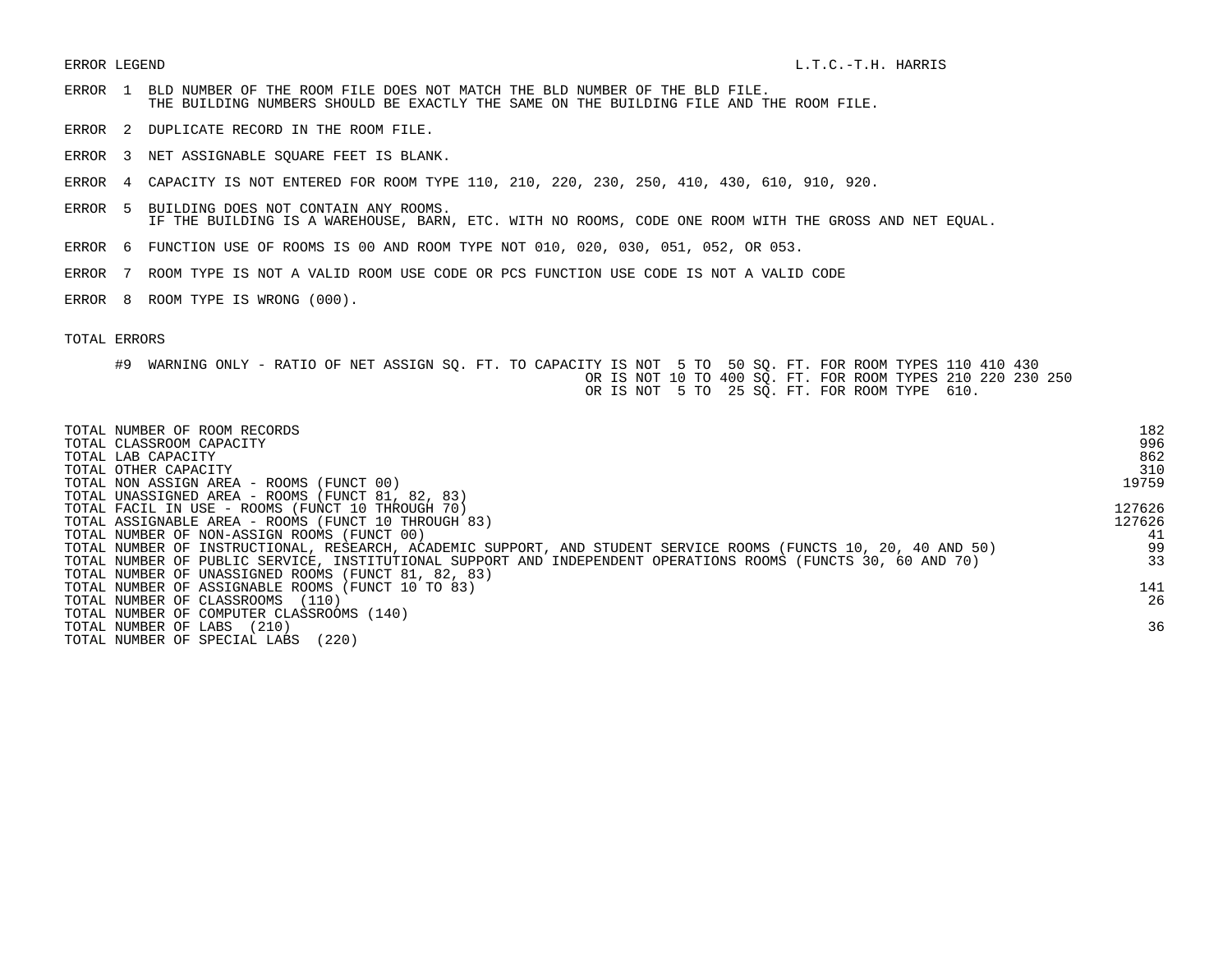ERROR LEGEND

L.T.C.-T.H. HARRIS

ERROR 1 BLD NUMBER OF THE ROOM FILE DOES NOT MATCH THE BLD NUMBER OF THE BLD FILE.
THE BUILDING NUMBERS SHOULD BE EXACTLY THE SAME ON THE BUILDING FILE AND THE ROOM FILE.

ERROR 2 DUPLICATE RECORD IN THE ROOM FILE.

ERROR 3 NET ASSIGNABLE SQUARE FEET IS BLANK.

ERROR 4 CAPACITY IS NOT ENTERED FOR ROOM TYPE 110, 210, 220, 230, 250, 410, 430, 610, 910, 920.

ERROR 5 BUILDING DOES NOT CONTAIN ANY ROOMS.
IF THE BUILDING IS A WAREHOUSE, BARN, ETC. WITH NO ROOMS, CODE ONE ROOM WITH THE GROSS AND NET EQUAL.

ERROR 6 FUNCTION USE OF ROOMS IS 00 AND ROOM TYPE NOT 010, 020, 030, 051, 052, OR 053.

ERROR 7 ROOM TYPE IS NOT A VALID ROOM USE CODE OR PCS FUNCTION USE CODE IS NOT A VALID CODE

ERROR 8 ROOM TYPE IS WRONG (000).

TOTAL ERRORS

#9 WARNING ONLY - RATIO OF NET ASSIGN SQ. FT. TO CAPACITY IS NOT 5 TO 50 SQ. FT. FOR ROOM TYPES 110 410 430
OR IS NOT 10 TO 400 SQ. FT. FOR ROOM TYPES 210 220 230 250
OR IS NOT 5 TO 25 SQ. FT. FOR ROOM TYPE 610.

| | |
|---|---|
| TOTAL NUMBER OF ROOM RECORDS | 182 |
| TOTAL CLASSROOM CAPACITY | 996 |
| TOTAL LAB CAPACITY | 862 |
| TOTAL OTHER CAPACITY | 310 |
| TOTAL NON ASSIGN AREA - ROOMS (FUNCT 00) | 19759 |
| TOTAL UNASSIGNED AREA - ROOMS (FUNCT 81, 82, 83) | |
| TOTAL FACIL IN USE - ROOMS (FUNCT 10 THROUGH 70) | 127626 |
| TOTAL ASSIGNABLE AREA - ROOMS (FUNCT 10 THROUGH 83) | 127626 |
| TOTAL NUMBER OF NON-ASSIGN ROOMS (FUNCT 00) | 41 |
| TOTAL NUMBER OF INSTRUCTIONAL, RESEARCH, ACADEMIC SUPPORT, AND STUDENT SERVICE ROOMS (FUNCTS 10, 20, 40 AND 50) | 99 |
| TOTAL NUMBER OF PUBLIC SERVICE, INSTITUTIONAL SUPPORT AND INDEPENDENT OPERATIONS ROOMS (FUNCTS 30, 60 AND 70) | 33 |
| TOTAL NUMBER OF UNASSIGNED ROOMS (FUNCT 81, 82, 83) | |
| TOTAL NUMBER OF ASSIGNABLE ROOMS (FUNCT 10 TO 83) | 141 |
| TOTAL NUMBER OF CLASSROOMS (110) | 26 |
| TOTAL NUMBER OF COMPUTER CLASSROOMS (140) | |
| TOTAL NUMBER OF LABS (210) | 36 |
| TOTAL NUMBER OF SPECIAL LABS (220) | |